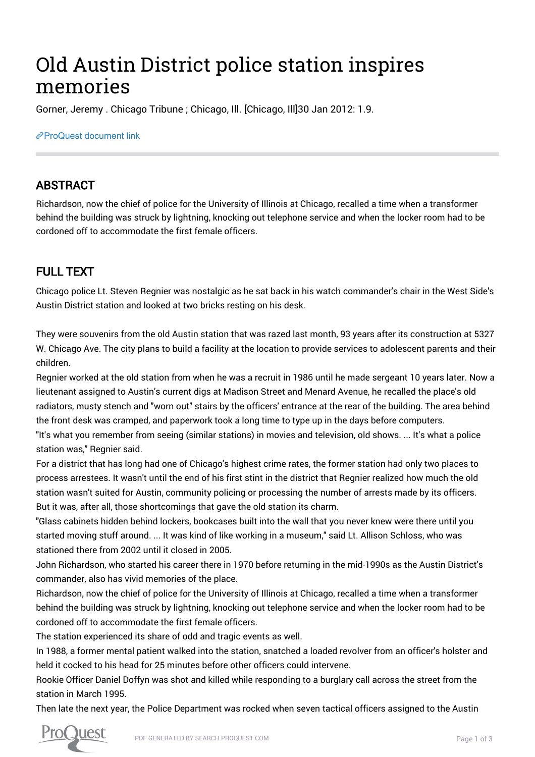# Old Austin District police station inspires memories

Gorner, Jeremy . Chicago Tribune ; Chicago, Ill. [Chicago, Ill]30 Jan 2012: 1.9.

ProQuest document link

## ABSTRACT

Richardson, now the chief of police for the University of Illinois at Chicago, recalled a time when a transformer behind the building was struck by lightning, knocking out telephone service and when the locker room had to be cordoned off to accommodate the first female officers.

## FULL TEXT

Chicago police Lt. Steven Regnier was nostalgic as he sat back in his watch commander's chair in the West Side's Austin District station and looked at two bricks resting on his desk.

They were souvenirs from the old Austin station that was razed last month, 93 years after its construction at 5327 W. Chicago Ave. The city plans to build a facility at the location to provide services to adolescent parents and their children.

Regnier worked at the old station from when he was a recruit in 1986 until he made sergeant 10 years later. Now a lieutenant assigned to Austin's current digs at Madison Street and Menard Avenue, he recalled the place's old radiators, musty stench and "worn out" stairs by the officers' entrance at the rear of the building. The area behind the front desk was cramped, and paperwork took a long time to type up in the days before computers.

"It's what you remember from seeing (similar stations) in movies and television, old shows. ... It's what a police station was," Regnier said.

For a district that has long had one of Chicago's highest crime rates, the former station had only two places to process arrestees. It wasn't until the end of his first stint in the district that Regnier realized how much the old station wasn't suited for Austin, community policing or processing the number of arrests made by its officers.

But it was, after all, those shortcomings that gave the old station its charm.

"Glass cabinets hidden behind lockers, bookcases built into the wall that you never knew were there until you started moving stuff around. ... It was kind of like working in a museum," said Lt. Allison Schloss, who was stationed there from 2002 until it closed in 2005.

John Richardson, who started his career there in 1970 before returning in the mid-1990s as the Austin District's commander, also has vivid memories of the place.

Richardson, now the chief of police for the University of Illinois at Chicago, recalled a time when a transformer behind the building was struck by lightning, knocking out telephone service and when the locker room had to be cordoned off to accommodate the first female officers.

The station experienced its share of odd and tragic events as well.

In 1988, a former mental patient walked into the station, snatched a loaded revolver from an officer's holster and held it cocked to his head for 25 minutes before other officers could intervene.

Rookie Officer Daniel Doffyn was shot and killed while responding to a burglary call across the street from the station in March 1995.

Then late the next year, the Police Department was rocked when seven tactical officers assigned to the Austin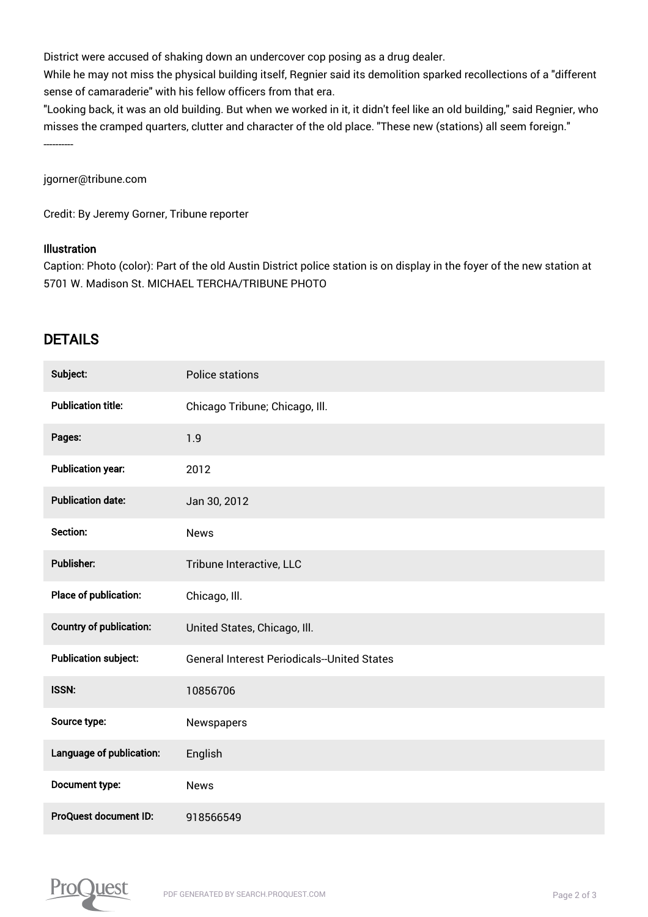District were accused of shaking down an undercover cop posing as a drug dealer.

While he may not miss the physical building itself, Regnier said its demolition sparked recollections of a "different sense of camaraderie" with his fellow officers from that era.

"Looking back, it was an old building. But when we worked in it, it didn't feel like an old building," said Regnier, who misses the cramped quarters, clutter and character of the old place. "These new (stations) all seem foreign."

----------

jgorner@tribune.com

Credit: By Jeremy Gorner, Tribune reporter

**Illustration**

Caption: Photo (color): Part of the old Austin District police station is on display in the foyer of the new station at 5701 W. Madison St. MICHAEL TERCHA/TRIBUNE PHOTO

## DETAILS

| | |
|---|---|
| **Subject:** | Police stations |
| **Publication title:** | Chicago Tribune; Chicago, Ill. |
| **Pages:** | 1.9 |
| **Publication year:** | 2012 |
| **Publication date:** | Jan 30, 2012 |
| **Section:** | News |
| **Publisher:** | Tribune Interactive, LLC |
| **Place of publication:** | Chicago, Ill. |
| **Country of publication:** | United States, Chicago, Ill. |
| **Publication subject:** | General Interest Periodicals--United States |
| **ISSN:** | 10856706 |
| **Source type:** | Newspapers |
| **Language of publication:** | English |
| **Document type:** | News |
| **ProQuest document ID:** | 918566549 |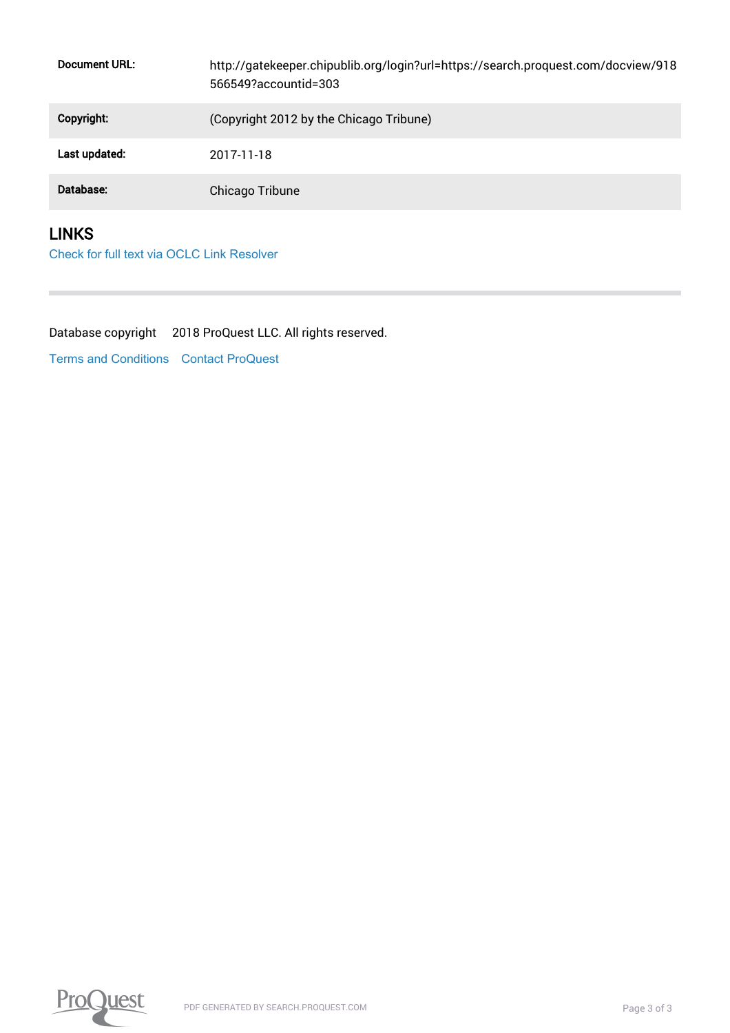| | |
|---|---|
| **Document URL:** | http://gatekeeper.chipublib.org/login?url=https://search.proquest.com/docview/918566549?accountid=303 |
| **Copyright:** | (Copyright 2012 by the Chicago Tribune) |
| **Last updated:** | 2017-11-18 |
| **Database:** | Chicago Tribune |

## LINKS

Check for full text via OCLC Link Resolver

Database copyright 2018 ProQuest LLC. All rights reserved.

Terms and Conditions Contact ProQuest